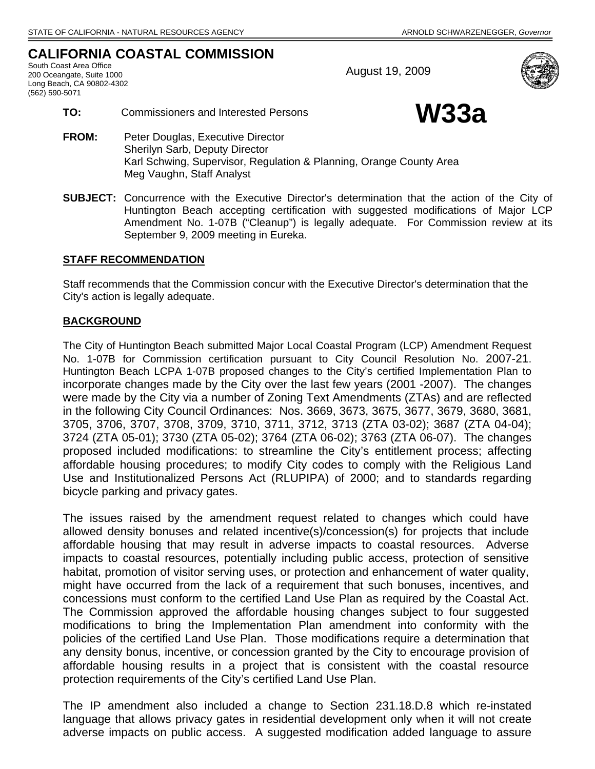STATE OF CALIFORNIA - NATURAL RESOURCES AGENCY — ARNOLD SCHWARZENEGGER, *Governor*

# CALIFORNIA COASTAL COMMISSION

South Coast Area Office
200 Oceangate, Suite 1000
Long Beach, CA 90802-4302
(562) 590-5071

August 19, 2009

# W33a

**TO:** Commissioners and Interested Persons

**FROM:** Peter Douglas, Executive Director
Sherilyn Sarb, Deputy Director
Karl Schwing, Supervisor, Regulation & Planning, Orange County Area
Meg Vaughn, Staff Analyst

**SUBJECT:** Concurrence with the Executive Director's determination that the action of the City of Huntington Beach accepting certification with suggested modifications of Major LCP Amendment No. 1-07B ("Cleanup") is legally adequate. For Commission review at its September 9, 2009 meeting in Eureka.

## STAFF RECOMMENDATION

Staff recommends that the Commission concur with the Executive Director's determination that the City's action is legally adequate.

## BACKGROUND

The City of Huntington Beach submitted Major Local Coastal Program (LCP) Amendment Request No. 1-07B for Commission certification pursuant to City Council Resolution No. 2007-21. Huntington Beach LCPA 1-07B proposed changes to the City's certified Implementation Plan to incorporate changes made by the City over the last few years (2001 -2007). The changes were made by the City via a number of Zoning Text Amendments (ZTAs) and are reflected in the following City Council Ordinances: Nos. 3669, 3673, 3675, 3677, 3679, 3680, 3681, 3705, 3706, 3707, 3708, 3709, 3710, 3711, 3712, 3713 (ZTA 03-02); 3687 (ZTA 04-04); 3724 (ZTA 05-01); 3730 (ZTA 05-02); 3764 (ZTA 06-02); 3763 (ZTA 06-07). The changes proposed included modifications: to streamline the City's entitlement process; affecting affordable housing procedures; to modify City codes to comply with the Religious Land Use and Institutionalized Persons Act (RLUPIPA) of 2000; and to standards regarding bicycle parking and privacy gates.

The issues raised by the amendment request related to changes which could have allowed density bonuses and related incentive(s)/concession(s) for projects that include affordable housing that may result in adverse impacts to coastal resources. Adverse impacts to coastal resources, potentially including public access, protection of sensitive habitat, promotion of visitor serving uses, or protection and enhancement of water quality, might have occurred from the lack of a requirement that such bonuses, incentives, and concessions must conform to the certified Land Use Plan as required by the Coastal Act. The Commission approved the affordable housing changes subject to four suggested modifications to bring the Implementation Plan amendment into conformity with the policies of the certified Land Use Plan. Those modifications require a determination that any density bonus, incentive, or concession granted by the City to encourage provision of affordable housing results in a project that is consistent with the coastal resource protection requirements of the City's certified Land Use Plan.

The IP amendment also included a change to Section 231.18.D.8 which re-instated language that allows privacy gates in residential development only when it will not create adverse impacts on public access. A suggested modification added language to assure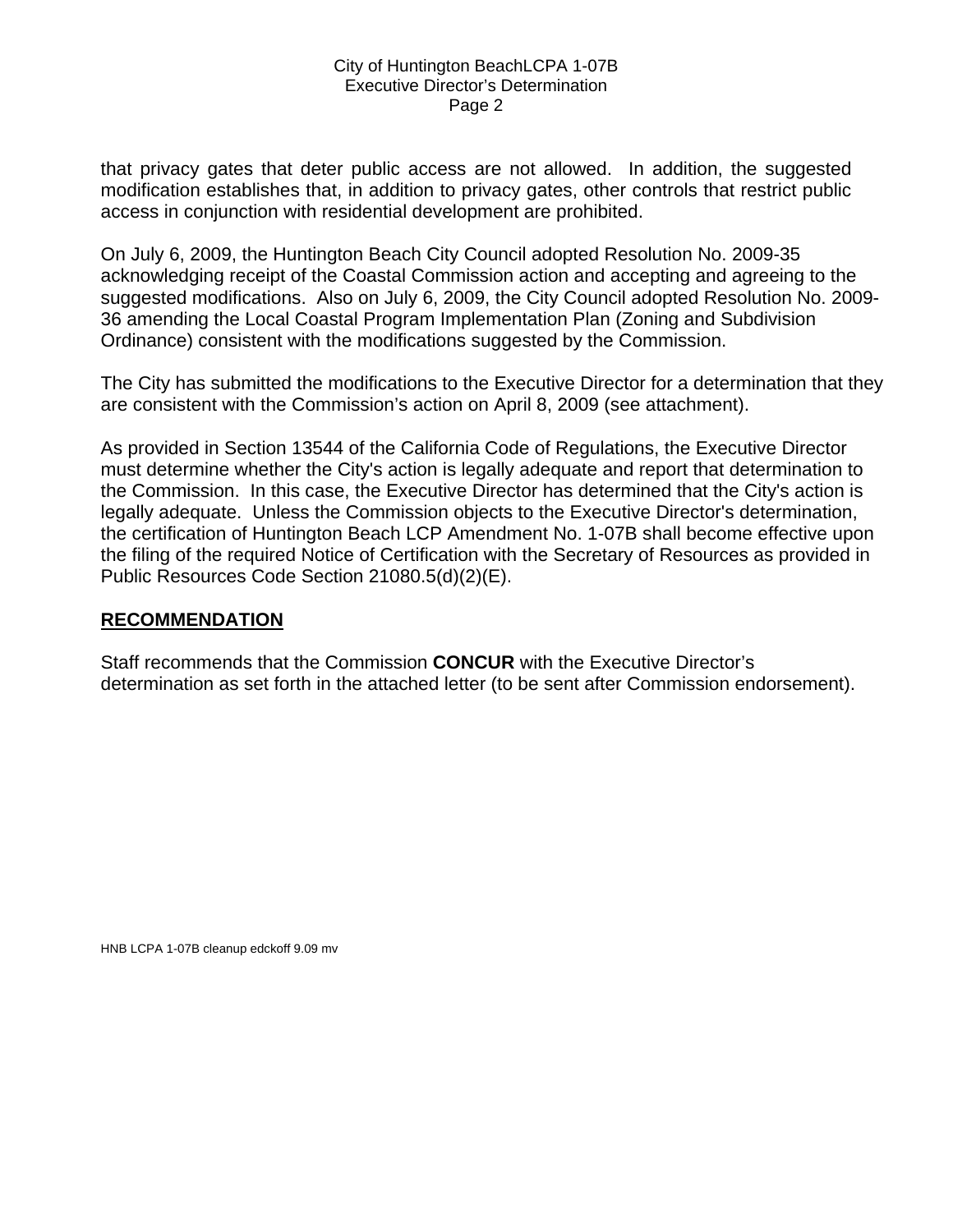that privacy gates that deter public access are not allowed. In addition, the suggested modification establishes that, in addition to privacy gates, other controls that restrict public access in conjunction with residential development are prohibited.

On July 6, 2009, the Huntington Beach City Council adopted Resolution No. 2009-35 acknowledging receipt of the Coastal Commission action and accepting and agreeing to the suggested modifications. Also on July 6, 2009, the City Council adopted Resolution No. 2009-36 amending the Local Coastal Program Implementation Plan (Zoning and Subdivision Ordinance) consistent with the modifications suggested by the Commission.

The City has submitted the modifications to the Executive Director for a determination that they are consistent with the Commission's action on April 8, 2009 (see attachment).

As provided in Section 13544 of the California Code of Regulations, the Executive Director must determine whether the City's action is legally adequate and report that determination to the Commission. In this case, the Executive Director has determined that the City's action is legally adequate. Unless the Commission objects to the Executive Director's determination, the certification of Huntington Beach LCP Amendment No. 1-07B shall become effective upon the filing of the required Notice of Certification with the Secretary of Resources as provided in Public Resources Code Section 21080.5(d)(2)(E).

## RECOMMENDATION

Staff recommends that the Commission **CONCUR** with the Executive Director's determination as set forth in the attached letter (to be sent after Commission endorsement).

HNB LCPA 1-07B cleanup edckoff 9.09 mv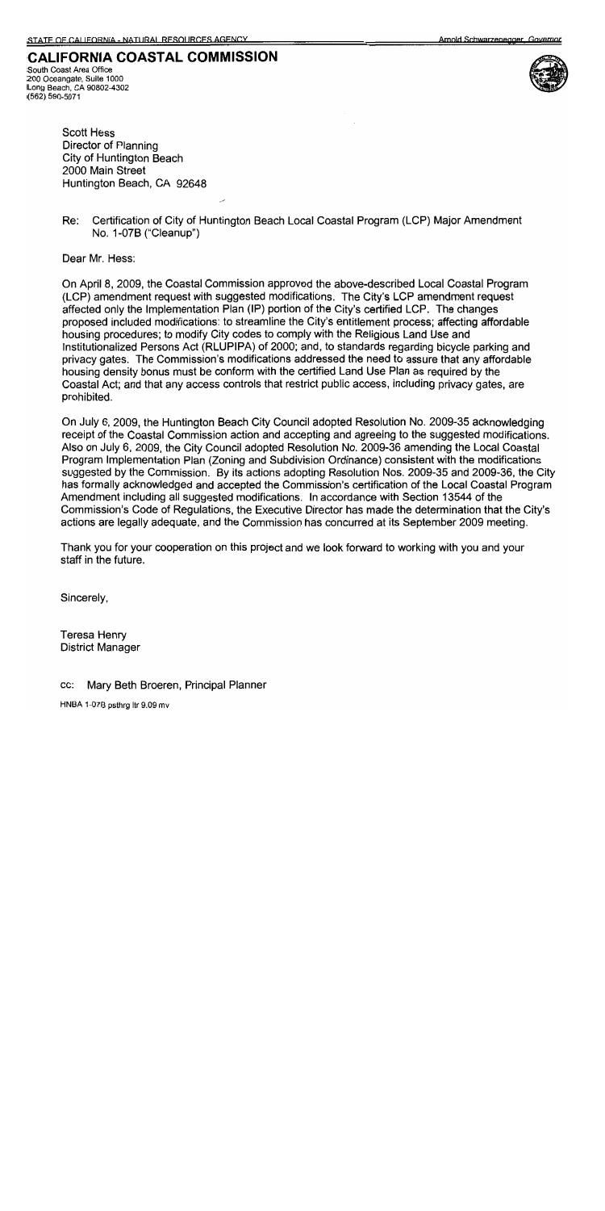STATE OF CALIFORNIA - NATURAL RESOURCES AGENCY    Arnold Schwarzenegger, *Governor*

# CALIFORNIA COASTAL COMMISSION

South Coast Area Office
200 Oceangate, Suite 1000
Long Beach, CA 90802-4302
(562) 590-5071

Scott Hess
Director of Planning
City of Huntington Beach
2000 Main Street
Huntington Beach, CA 92648

Re: Certification of City of Huntington Beach Local Coastal Program (LCP) Major Amendment No. 1-07B ("Cleanup")

Dear Mr. Hess:

On April 8, 2009, the Coastal Commission approved the above-described Local Coastal Program (LCP) amendment request with suggested modifications. The City's LCP amendment request affected only the Implementation Plan (IP) portion of the City's certified LCP. The changes proposed included modifications: to streamline the City's entitlement process; affecting affordable housing procedures; to modify City codes to comply with the Religious Land Use and Institutionalized Persons Act (RLUPIPA) of 2000; and, to standards regarding bicycle parking and privacy gates. The Commission's modifications addressed the need to assure that any affordable housing density bonus must be conform with the certified Land Use Plan as required by the Coastal Act; and that any access controls that restrict public access, including privacy gates, are prohibited.

On July 6, 2009, the Huntington Beach City Council adopted Resolution No. 2009-35 acknowledging receipt of the Coastal Commission action and accepting and agreeing to the suggested modifications. Also on July 6, 2009, the City Council adopted Resolution No. 2009-36 amending the Local Coastal Program Implementation Plan (Zoning and Subdivision Ordinance) consistent with the modifications suggested by the Commission. By its actions adopting Resolution Nos. 2009-35 and 2009-36, the City has formally acknowledged and accepted the Commission's certification of the Local Coastal Program Amendment including all suggested modifications. In accordance with Section 13544 of the Commission's Code of Regulations, the Executive Director has made the determination that the City's actions are legally adequate, and the Commission has concurred at its September 2009 meeting.

Thank you for your cooperation on this project and we look forward to working with you and your staff in the future.

Sincerely,

Teresa Henry
District Manager

cc: Mary Beth Broeren, Principal Planner

HNBA 1-07B psthrg ltr 9.09 mv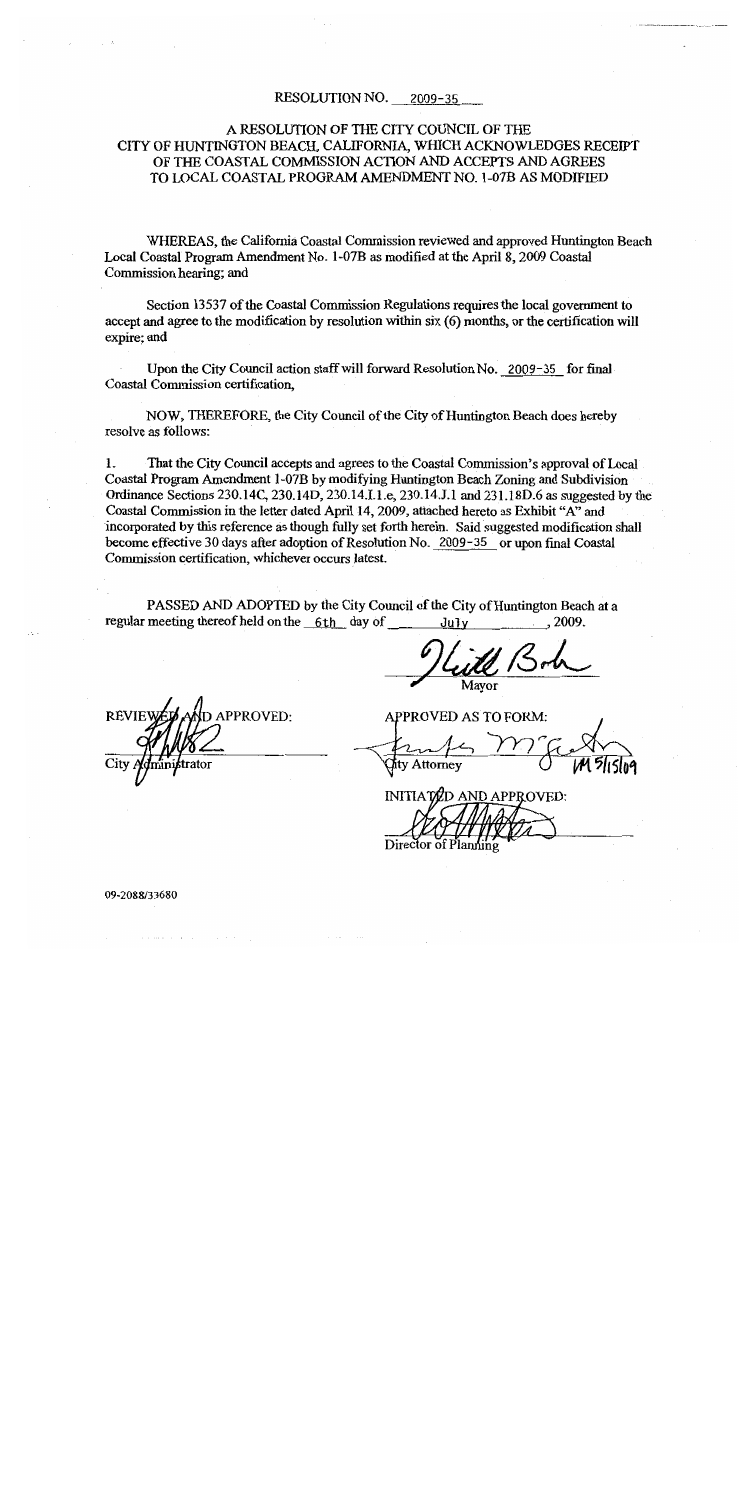RESOLUTION NO. 2009-35

# A RESOLUTION OF THE CITY COUNCIL OF THE CITY OF HUNTINGTON BEACH, CALIFORNIA, WHICH ACKNOWLEDGES RECEIPT OF THE COASTAL COMMISSION ACTION AND ACCEPTS AND AGREES TO LOCAL COASTAL PROGRAM AMENDMENT NO. 1-07B AS MODIFIED

WHEREAS, the California Coastal Commission reviewed and approved Huntington Beach Local Coastal Program Amendment No. 1-07B as modified at the April 8, 2009 Coastal Commission hearing; and

Section 13537 of the Coastal Commission Regulations requires the local government to accept and agree to the modification by resolution within six (6) months, or the certification will expire; and

Upon the City Council action staff will forward Resolution No. 2009-35 for final Coastal Commission certification,

NOW, THEREFORE, the City Council of the City of Huntington Beach does hereby resolve as follows:

1. That the City Council accepts and agrees to the Coastal Commission's approval of Local Coastal Program Amendment 1-07B by modifying Huntington Beach Zoning and Subdivision Ordinance Sections 230.14C, 230.14D, 230.14.I.1.e, 230.14.J.1 and 231.18D.6 as suggested by the Coastal Commission in the letter dated April 14, 2009, attached hereto as Exhibit "A" and incorporated by this reference as though fully set forth herein. Said suggested modification shall become effective 30 days after adoption of Resolution No. 2009-35 or upon final Coastal Commission certification, whichever occurs latest.

PASSED AND ADOPTED by the City Council of the City of Huntington Beach at a regular meeting thereof held on the 6th day of July, 2009.

Mayor

REVIEWED AND APPROVED:

City Administrator

APPROVED AS TO FORM:

City Attorney 5/15/09

INITIATED AND APPROVED:

Director of Planning

09-2088/33680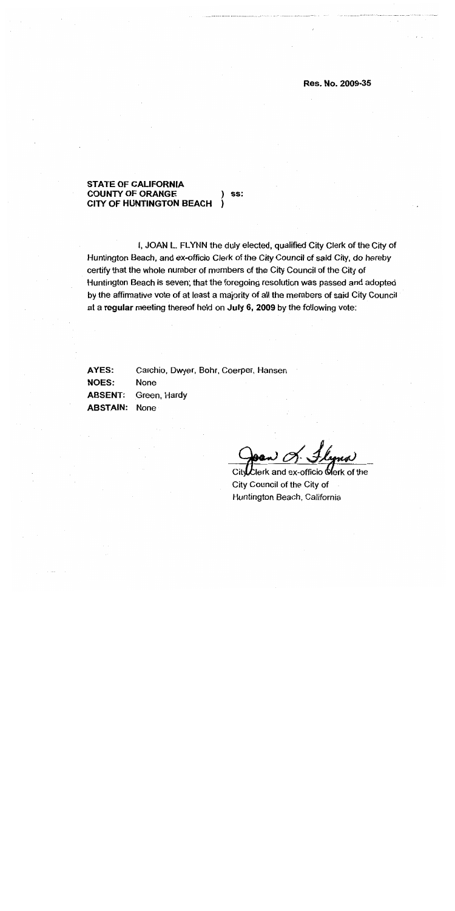Res. No. 2009-35

**STATE OF CALIFORNIA**
**COUNTY OF ORANGE** ) **ss:**
**CITY OF HUNTINGTON BEACH** )

I, JOAN L. FLYNN the duly elected, qualified City Clerk of the City of Huntington Beach, and ex-officio Clerk of the City Council of said City, do hereby certify that the whole number of members of the City Council of the City of Huntington Beach is seven; that the foregoing resolution was passed and adopted by the affirmative vote of at least a majority of all the members of said City Council at a **regular** meeting thereof held on **July 6, 2009** by the following vote:

**AYES:** Carchio, Dwyer, Bohr, Coerper, Hansen
**NOES:** None
**ABSENT:** Green, Hardy
**ABSTAIN:** None

Joan L. Flynn

City Clerk and ex-officio Clerk of the
City Council of the City of
Huntington Beach, California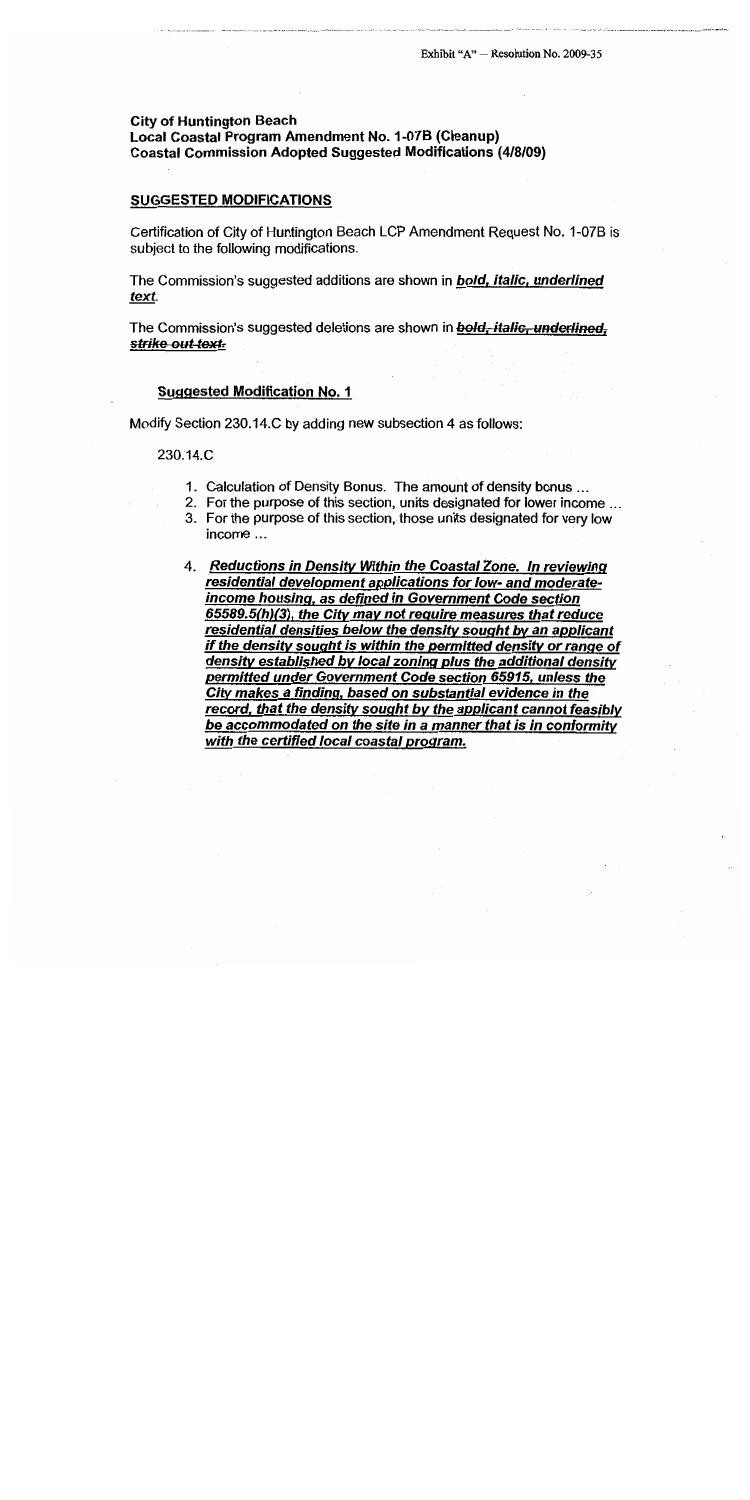Exhibit "A" – Resolution No. 2009-35

**City of Huntington Beach**
**Local Coastal Program Amendment No. 1-07B (Cleanup)**
**Coastal Commission Adopted Suggested Modifications (4/8/09)**

## SUGGESTED MODIFICATIONS

Certification of City of Huntington Beach LCP Amendment Request No. 1-07B is subject to the following modifications.

The Commission's suggested additions are shown in ***<u>bold, italic, underlined text</u>***.

The Commission's suggested deletions are shown in ***<u>~~bold, italic, underlined, strike out text.~~</u>***

### Suggested Modification No. 1

Modify Section 230.14.C by adding new subsection 4 as follows:

230.14.C

1. Calculation of Density Bonus. The amount of density bonus ...
2. For the purpose of this section, units designated for lower income ...
3. For the purpose of this section, those units designated for very low income ...
4. ***<u>Reductions in Density Within the Coastal Zone. In reviewing residential development applications for low- and moderate-income housing, as defined in Government Code section 65589.5(h)(3), the City may not require measures that reduce residential densities below the density sought by an applicant if the density sought is within the permitted density or range of density established by local zoning plus the additional density permitted under Government Code section 65915, unless the City makes a finding, based on substantial evidence in the record, that the density sought by the applicant cannot feasibly be accommodated on the site in a manner that is in conformity with the certified local coastal program.</u>***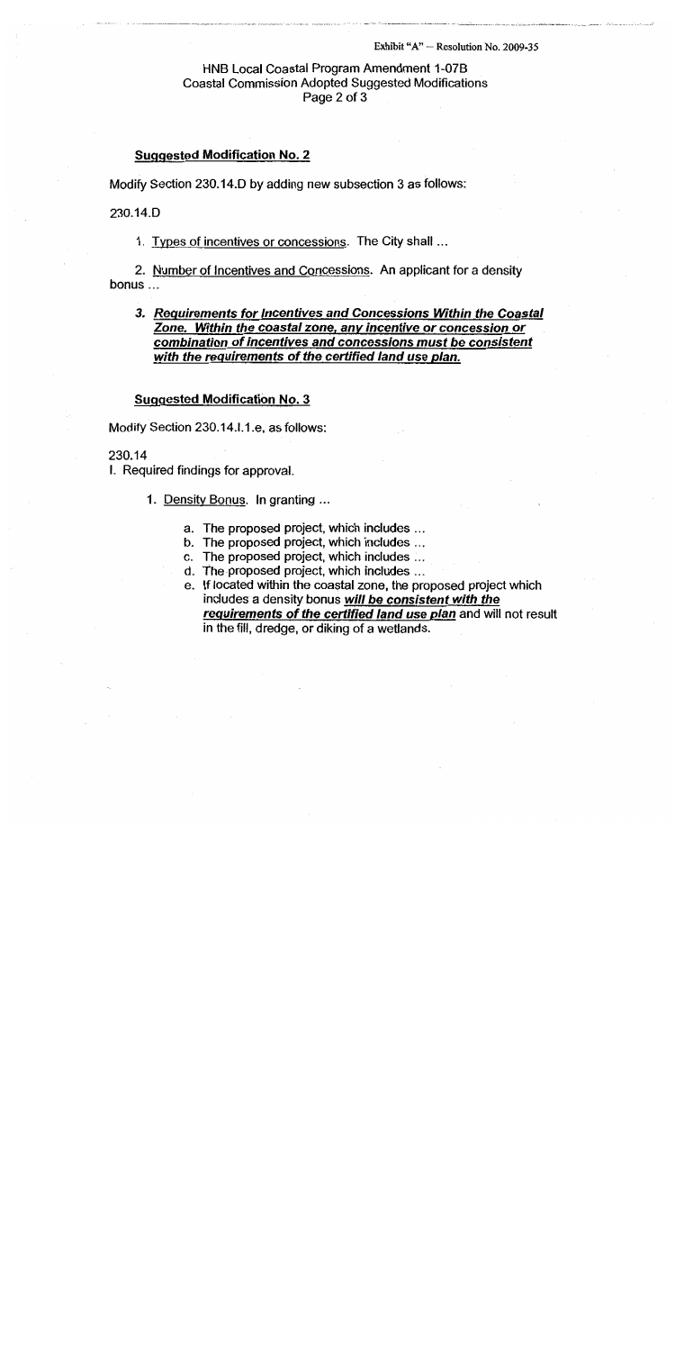Exhibit "A" – Resolution No. 2009-35

HNB Local Coastal Program Amendment 1-07B
Coastal Commission Adopted Suggested Modifications
Page 2 of 3

**Suggested Modification No. 2**

Modify Section 230.14.D by adding new subsection 3 as follows:

230.14.D

1. Types of incentives or concessions. The City shall ...

2. Number of Incentives and Concessions. An applicant for a density bonus ...

3. ***Requirements for Incentives and Concessions Within the Coastal Zone. Within the coastal zone, any incentive or concession or combination of incentives and concessions must be consistent with the requirements of the certified land use plan.***

**Suggested Modification No. 3**

Modify Section 230.14.I.1.e, as follows:

230.14

I. Required findings for approval.

1. Density Bonus. In granting ...

   a. The proposed project, which includes ...
   b. The proposed project, which includes ...
   c. The proposed project, which includes ...
   d. The proposed project, which includes ...
   e. If located within the coastal zone, the proposed project which includes a density bonus ***will be consistent with the requirements of the certified land use plan*** and will not result in the fill, dredge, or diking of a wetlands.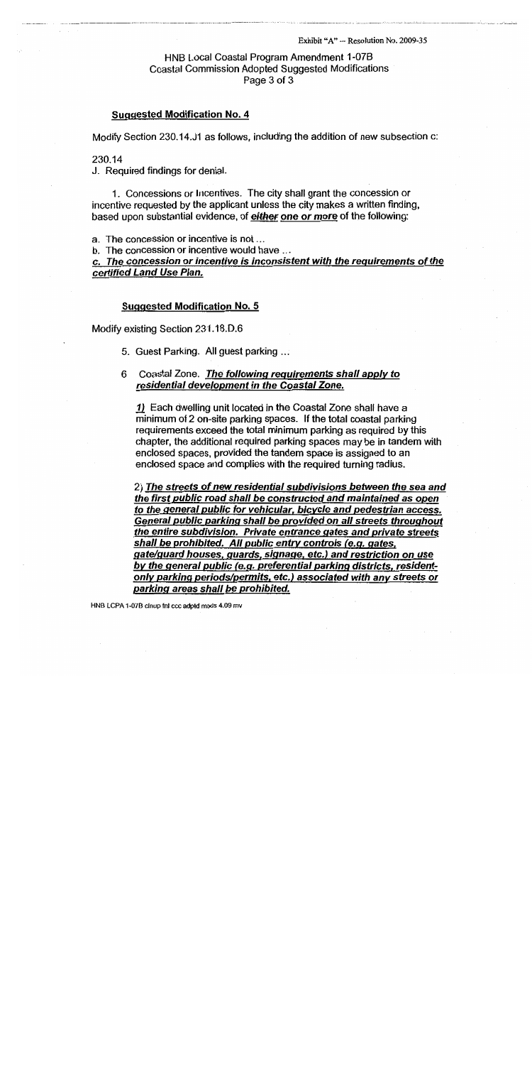Exhibit "A" -- Resolution No. 2009-35

HNB Local Coastal Program Amendment 1-07B
Coastal Commission Adopted Suggested Modifications
Page 3 of 3

### Suggested Modification No. 4

Modify Section 230.14.J1 as follows, including the addition of new subsection c:

230.14

J. Required findings for denial.

1. Concessions or Incentives. The city shall grant the concession or incentive requested by the applicant unless the city makes a written finding, based upon substantial evidence, of ~~either~~ ***one or more*** of the following:

a. The concession or incentive is not ...

b. The concession or incentive would have ...

***c. The concession or incentive is inconsistent with the requirements of the certified Land Use Plan.***

### Suggested Modification No. 5

Modify existing Section 231.18.D.6

5. Guest Parking. All guest parking ...

6 Coastal Zone. ***The following requirements shall apply to residential development in the Coastal Zone.***

***1)*** Each dwelling unit located in the Coastal Zone shall have a minimum of 2 on-site parking spaces. If the total coastal parking requirements exceed the total minimum parking as required by this chapter, the additional required parking spaces may be in tandem with enclosed spaces, provided the tandem space is assigned to an enclosed space and complies with the required turning radius.

2) ***The streets of new residential subdivisions between the sea and the first public road shall be constructed and maintained as open to the general public for vehicular, bicycle and pedestrian access. General public parking shall be provided on all streets throughout the entire subdivision. Private entrance gates and private streets shall be prohibited. All public entry controls (e.g. gates, gate/guard houses, guards, signage, etc.) and restriction on use by the general public (e.g. preferential parking districts, resident-only parking periods/permits, etc.) associated with any streets or parking areas shall be prohibited.***

HNB LCPA 1-07B clnup fnl ccc adptd mods 4.09 mv